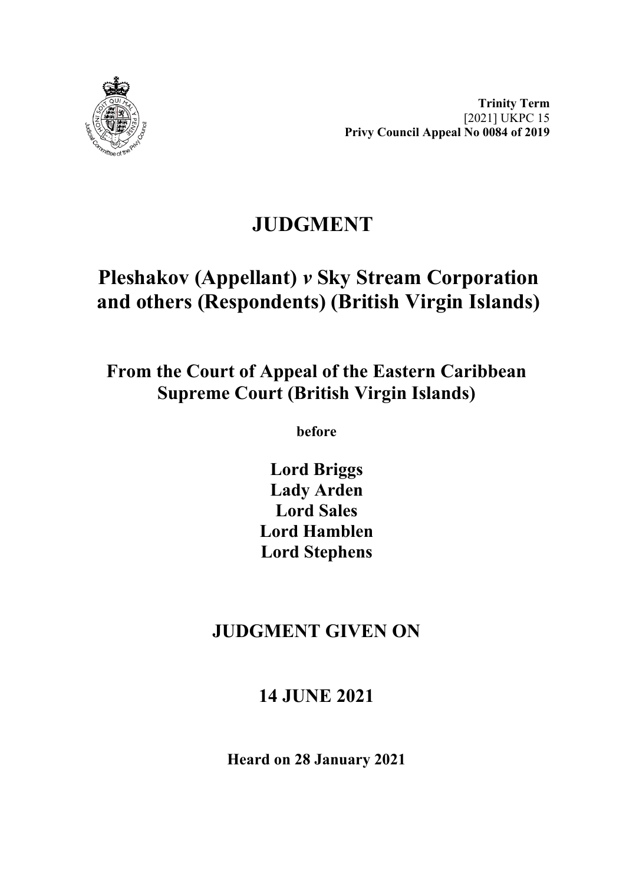**Trinity Term**
[2021] UKPC 15
**Privy Council Appeal No 0084 of 2019**

# JUDGMENT

## Pleshakov (Appellant) *v* Sky Stream Corporation and others (Respondents) (British Virgin Islands)

### From the Court of Appeal of the Eastern Caribbean Supreme Court (British Virgin Islands)

**before**

**Lord Briggs**
**Lady Arden**
**Lord Sales**
**Lord Hamblen**
**Lord Stephens**

## JUDGMENT GIVEN ON

## 14 JUNE 2021

**Heard on 28 January 2021**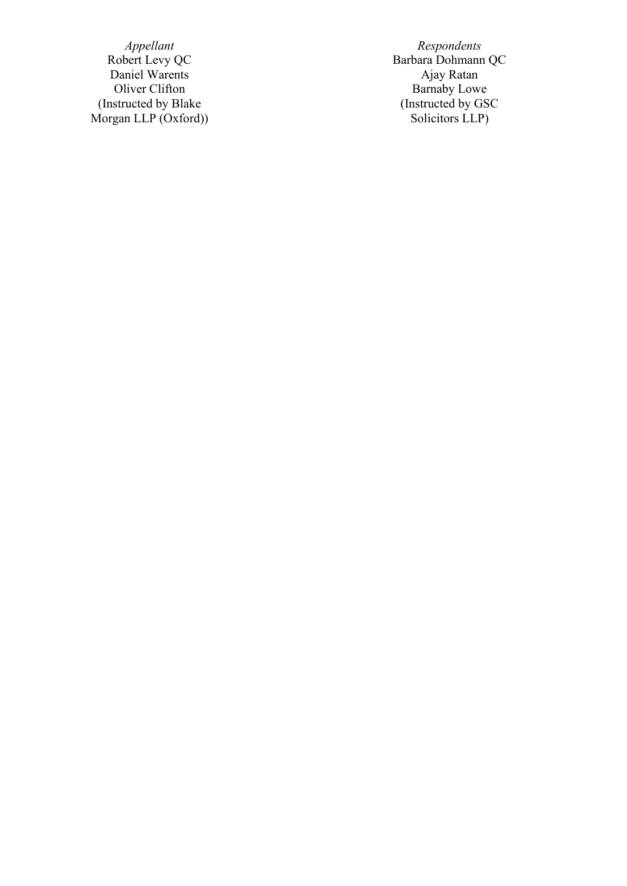| *Appellant* | *Respondents* |
| --- | --- |
| Robert Levy QC | Barbara Dohmann QC |
| Daniel Warents | Ajay Ratan |
| Oliver Clifton | Barnaby Lowe |
| (Instructed by Blake Morgan LLP (Oxford)) | (Instructed by GSC Solicitors LLP) |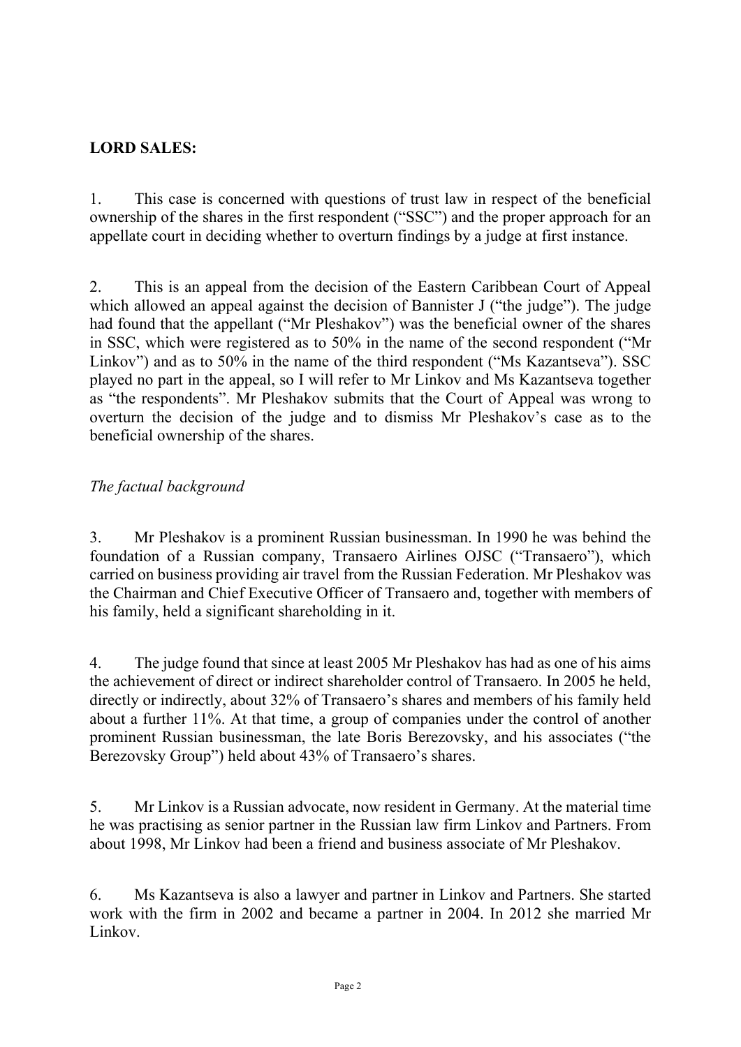**LORD SALES:**

1. This case is concerned with questions of trust law in respect of the beneficial ownership of the shares in the first respondent ("SSC") and the proper approach for an appellate court in deciding whether to overturn findings by a judge at first instance.

2. This is an appeal from the decision of the Eastern Caribbean Court of Appeal which allowed an appeal against the decision of Bannister J ("the judge"). The judge had found that the appellant ("Mr Pleshakov") was the beneficial owner of the shares in SSC, which were registered as to 50% in the name of the second respondent ("Mr Linkov") and as to 50% in the name of the third respondent ("Ms Kazantseva"). SSC played no part in the appeal, so I will refer to Mr Linkov and Ms Kazantseva together as "the respondents". Mr Pleshakov submits that the Court of Appeal was wrong to overturn the decision of the judge and to dismiss Mr Pleshakov's case as to the beneficial ownership of the shares.

*The factual background*

3. Mr Pleshakov is a prominent Russian businessman. In 1990 he was behind the foundation of a Russian company, Transaero Airlines OJSC ("Transaero"), which carried on business providing air travel from the Russian Federation. Mr Pleshakov was the Chairman and Chief Executive Officer of Transaero and, together with members of his family, held a significant shareholding in it.

4. The judge found that since at least 2005 Mr Pleshakov has had as one of his aims the achievement of direct or indirect shareholder control of Transaero. In 2005 he held, directly or indirectly, about 32% of Transaero's shares and members of his family held about a further 11%. At that time, a group of companies under the control of another prominent Russian businessman, the late Boris Berezovsky, and his associates ("the Berezovsky Group") held about 43% of Transaero's shares.

5. Mr Linkov is a Russian advocate, now resident in Germany. At the material time he was practising as senior partner in the Russian law firm Linkov and Partners. From about 1998, Mr Linkov had been a friend and business associate of Mr Pleshakov.

6. Ms Kazantseva is also a lawyer and partner in Linkov and Partners. She started work with the firm in 2002 and became a partner in 2004. In 2012 she married Mr Linkov.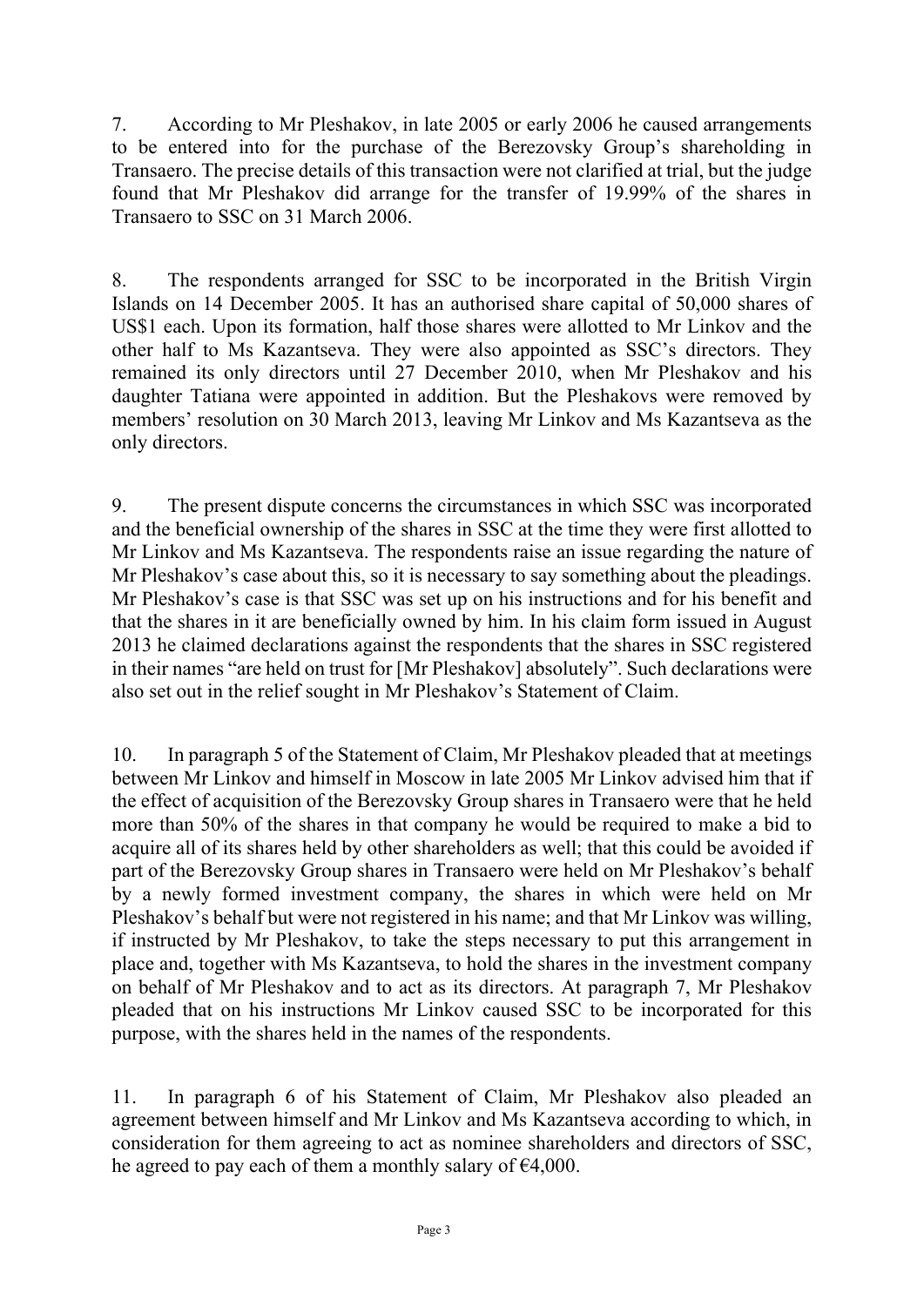7. According to Mr Pleshakov, in late 2005 or early 2006 he caused arrangements to be entered into for the purchase of the Berezovsky Group's shareholding in Transaero. The precise details of this transaction were not clarified at trial, but the judge found that Mr Pleshakov did arrange for the transfer of 19.99% of the shares in Transaero to SSC on 31 March 2006.

8. The respondents arranged for SSC to be incorporated in the British Virgin Islands on 14 December 2005. It has an authorised share capital of 50,000 shares of US$1 each. Upon its formation, half those shares were allotted to Mr Linkov and the other half to Ms Kazantseva. They were also appointed as SSC's directors. They remained its only directors until 27 December 2010, when Mr Pleshakov and his daughter Tatiana were appointed in addition. But the Pleshakovs were removed by members' resolution on 30 March 2013, leaving Mr Linkov and Ms Kazantseva as the only directors.

9. The present dispute concerns the circumstances in which SSC was incorporated and the beneficial ownership of the shares in SSC at the time they were first allotted to Mr Linkov and Ms Kazantseva. The respondents raise an issue regarding the nature of Mr Pleshakov's case about this, so it is necessary to say something about the pleadings. Mr Pleshakov's case is that SSC was set up on his instructions and for his benefit and that the shares in it are beneficially owned by him. In his claim form issued in August 2013 he claimed declarations against the respondents that the shares in SSC registered in their names "are held on trust for [Mr Pleshakov] absolutely". Such declarations were also set out in the relief sought in Mr Pleshakov's Statement of Claim.

10. In paragraph 5 of the Statement of Claim, Mr Pleshakov pleaded that at meetings between Mr Linkov and himself in Moscow in late 2005 Mr Linkov advised him that if the effect of acquisition of the Berezovsky Group shares in Transaero were that he held more than 50% of the shares in that company he would be required to make a bid to acquire all of its shares held by other shareholders as well; that this could be avoided if part of the Berezovsky Group shares in Transaero were held on Mr Pleshakov's behalf by a newly formed investment company, the shares in which were held on Mr Pleshakov's behalf but were not registered in his name; and that Mr Linkov was willing, if instructed by Mr Pleshakov, to take the steps necessary to put this arrangement in place and, together with Ms Kazantseva, to hold the shares in the investment company on behalf of Mr Pleshakov and to act as its directors. At paragraph 7, Mr Pleshakov pleaded that on his instructions Mr Linkov caused SSC to be incorporated for this purpose, with the shares held in the names of the respondents.

11. In paragraph 6 of his Statement of Claim, Mr Pleshakov also pleaded an agreement between himself and Mr Linkov and Ms Kazantseva according to which, in consideration for them agreeing to act as nominee shareholders and directors of SSC, he agreed to pay each of them a monthly salary of €4,000.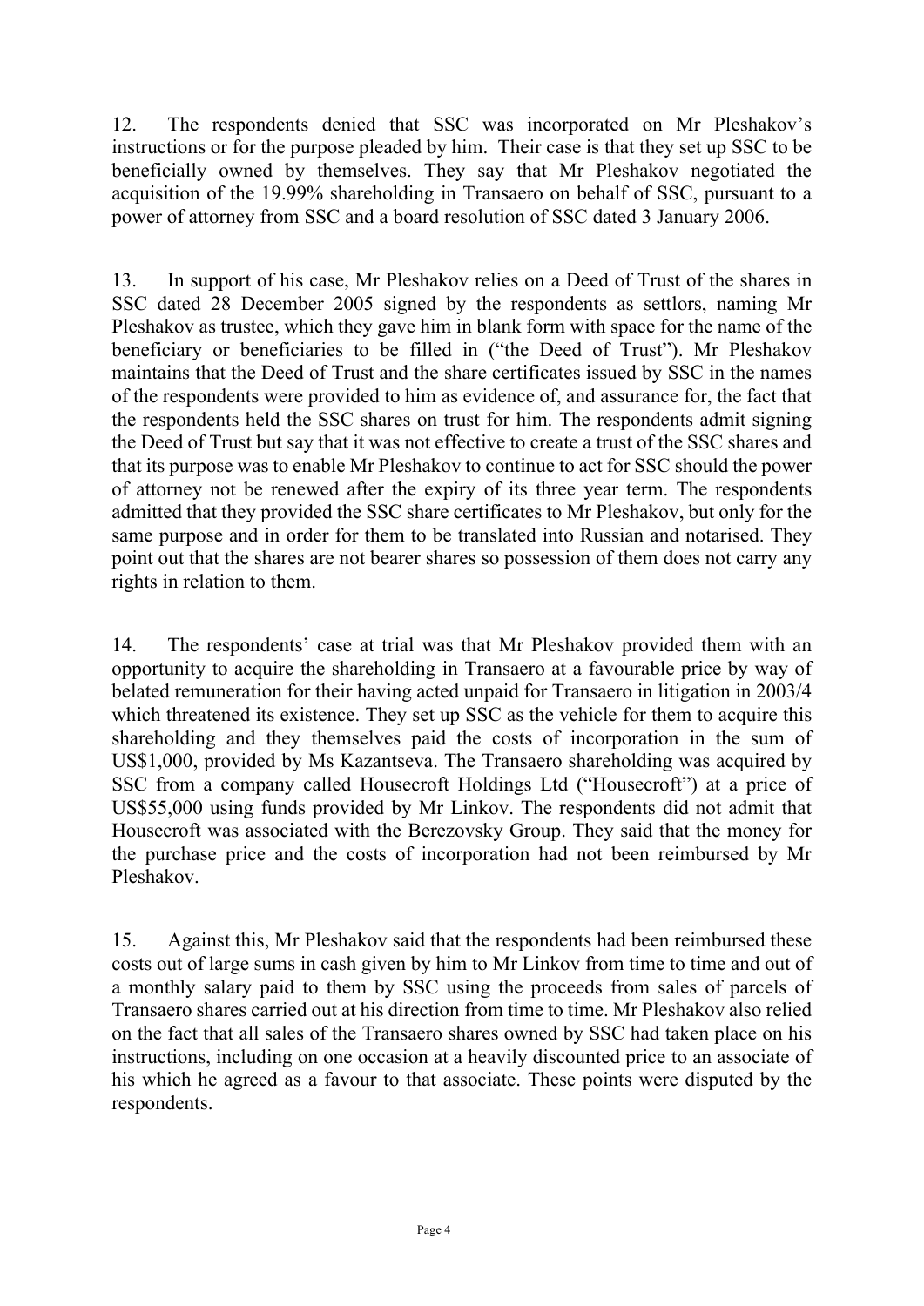12. The respondents denied that SSC was incorporated on Mr Pleshakov's instructions or for the purpose pleaded by him. Their case is that they set up SSC to be beneficially owned by themselves. They say that Mr Pleshakov negotiated the acquisition of the 19.99% shareholding in Transaero on behalf of SSC, pursuant to a power of attorney from SSC and a board resolution of SSC dated 3 January 2006.

13. In support of his case, Mr Pleshakov relies on a Deed of Trust of the shares in SSC dated 28 December 2005 signed by the respondents as settlors, naming Mr Pleshakov as trustee, which they gave him in blank form with space for the name of the beneficiary or beneficiaries to be filled in ("the Deed of Trust"). Mr Pleshakov maintains that the Deed of Trust and the share certificates issued by SSC in the names of the respondents were provided to him as evidence of, and assurance for, the fact that the respondents held the SSC shares on trust for him. The respondents admit signing the Deed of Trust but say that it was not effective to create a trust of the SSC shares and that its purpose was to enable Mr Pleshakov to continue to act for SSC should the power of attorney not be renewed after the expiry of its three year term. The respondents admitted that they provided the SSC share certificates to Mr Pleshakov, but only for the same purpose and in order for them to be translated into Russian and notarised. They point out that the shares are not bearer shares so possession of them does not carry any rights in relation to them.

14. The respondents' case at trial was that Mr Pleshakov provided them with an opportunity to acquire the shareholding in Transaero at a favourable price by way of belated remuneration for their having acted unpaid for Transaero in litigation in 2003/4 which threatened its existence. They set up SSC as the vehicle for them to acquire this shareholding and they themselves paid the costs of incorporation in the sum of US$1,000, provided by Ms Kazantseva. The Transaero shareholding was acquired by SSC from a company called Housecroft Holdings Ltd ("Housecroft") at a price of US$55,000 using funds provided by Mr Linkov. The respondents did not admit that Housecroft was associated with the Berezovsky Group. They said that the money for the purchase price and the costs of incorporation had not been reimbursed by Mr Pleshakov.

15. Against this, Mr Pleshakov said that the respondents had been reimbursed these costs out of large sums in cash given by him to Mr Linkov from time to time and out of a monthly salary paid to them by SSC using the proceeds from sales of parcels of Transaero shares carried out at his direction from time to time. Mr Pleshakov also relied on the fact that all sales of the Transaero shares owned by SSC had taken place on his instructions, including on one occasion at a heavily discounted price to an associate of his which he agreed as a favour to that associate. These points were disputed by the respondents.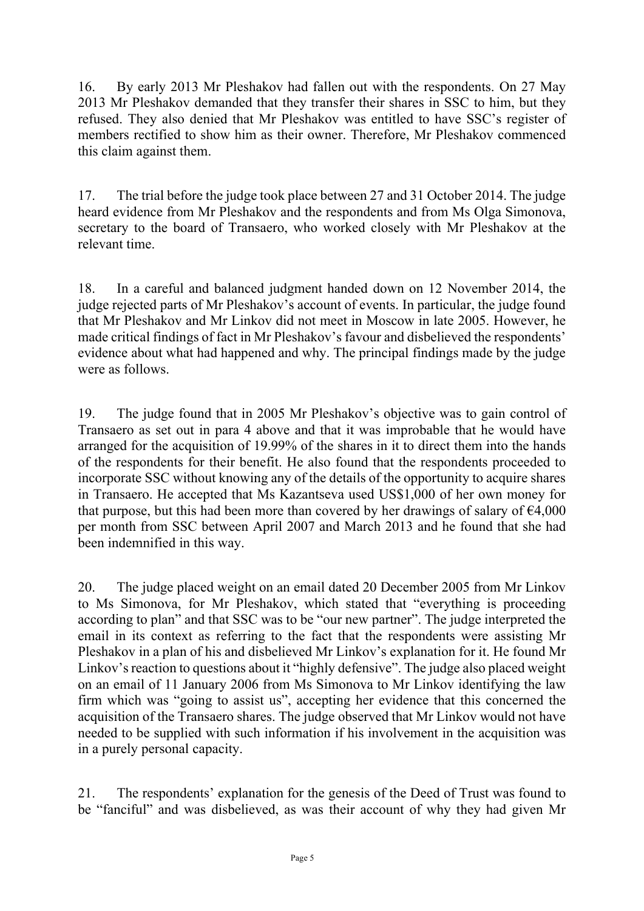16. By early 2013 Mr Pleshakov had fallen out with the respondents. On 27 May 2013 Mr Pleshakov demanded that they transfer their shares in SSC to him, but they refused. They also denied that Mr Pleshakov was entitled to have SSC's register of members rectified to show him as their owner. Therefore, Mr Pleshakov commenced this claim against them.

17. The trial before the judge took place between 27 and 31 October 2014. The judge heard evidence from Mr Pleshakov and the respondents and from Ms Olga Simonova, secretary to the board of Transaero, who worked closely with Mr Pleshakov at the relevant time.

18. In a careful and balanced judgment handed down on 12 November 2014, the judge rejected parts of Mr Pleshakov's account of events. In particular, the judge found that Mr Pleshakov and Mr Linkov did not meet in Moscow in late 2005. However, he made critical findings of fact in Mr Pleshakov's favour and disbelieved the respondents' evidence about what had happened and why. The principal findings made by the judge were as follows.

19. The judge found that in 2005 Mr Pleshakov's objective was to gain control of Transaero as set out in para 4 above and that it was improbable that he would have arranged for the acquisition of 19.99% of the shares in it to direct them into the hands of the respondents for their benefit. He also found that the respondents proceeded to incorporate SSC without knowing any of the details of the opportunity to acquire shares in Transaero. He accepted that Ms Kazantseva used US$1,000 of her own money for that purpose, but this had been more than covered by her drawings of salary of €4,000 per month from SSC between April 2007 and March 2013 and he found that she had been indemnified in this way.

20. The judge placed weight on an email dated 20 December 2005 from Mr Linkov to Ms Simonova, for Mr Pleshakov, which stated that "everything is proceeding according to plan" and that SSC was to be "our new partner". The judge interpreted the email in its context as referring to the fact that the respondents were assisting Mr Pleshakov in a plan of his and disbelieved Mr Linkov's explanation for it. He found Mr Linkov's reaction to questions about it "highly defensive". The judge also placed weight on an email of 11 January 2006 from Ms Simonova to Mr Linkov identifying the law firm which was "going to assist us", accepting her evidence that this concerned the acquisition of the Transaero shares. The judge observed that Mr Linkov would not have needed to be supplied with such information if his involvement in the acquisition was in a purely personal capacity.

21. The respondents' explanation for the genesis of the Deed of Trust was found to be "fanciful" and was disbelieved, as was their account of why they had given Mr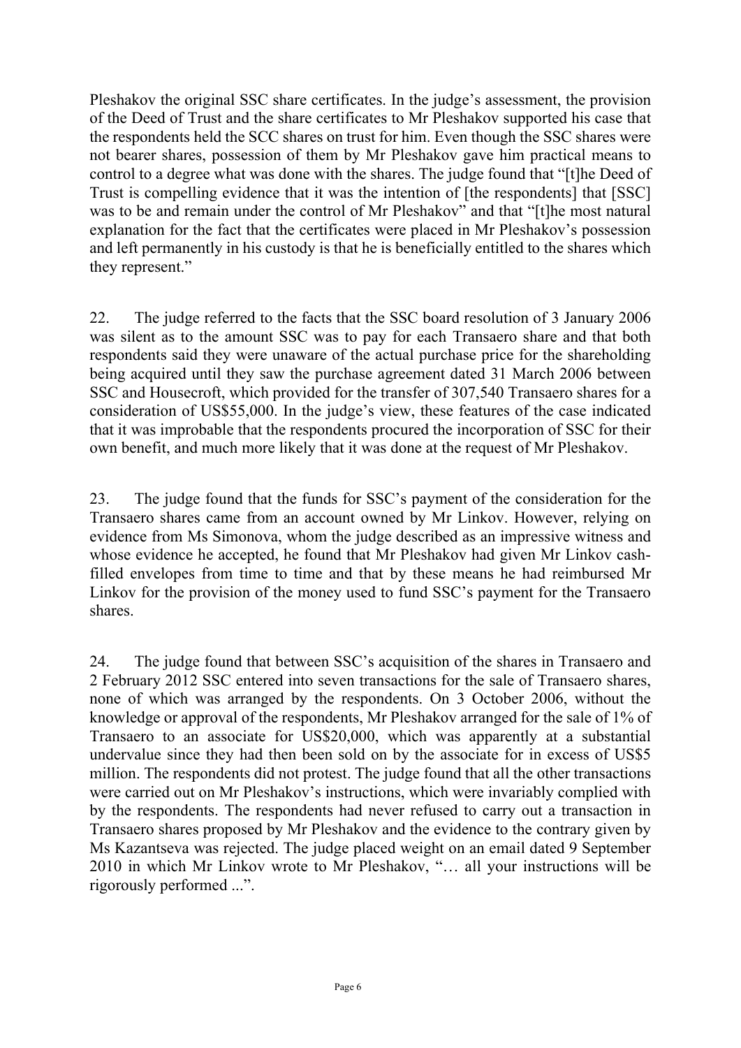Pleshakov the original SSC share certificates. In the judge's assessment, the provision of the Deed of Trust and the share certificates to Mr Pleshakov supported his case that the respondents held the SCC shares on trust for him. Even though the SSC shares were not bearer shares, possession of them by Mr Pleshakov gave him practical means to control to a degree what was done with the shares. The judge found that "[t]he Deed of Trust is compelling evidence that it was the intention of [the respondents] that [SSC] was to be and remain under the control of Mr Pleshakov" and that "[t]he most natural explanation for the fact that the certificates were placed in Mr Pleshakov's possession and left permanently in his custody is that he is beneficially entitled to the shares which they represent."

22. The judge referred to the facts that the SSC board resolution of 3 January 2006 was silent as to the amount SSC was to pay for each Transaero share and that both respondents said they were unaware of the actual purchase price for the shareholding being acquired until they saw the purchase agreement dated 31 March 2006 between SSC and Housecroft, which provided for the transfer of 307,540 Transaero shares for a consideration of US$55,000. In the judge's view, these features of the case indicated that it was improbable that the respondents procured the incorporation of SSC for their own benefit, and much more likely that it was done at the request of Mr Pleshakov.

23. The judge found that the funds for SSC's payment of the consideration for the Transaero shares came from an account owned by Mr Linkov. However, relying on evidence from Ms Simonova, whom the judge described as an impressive witness and whose evidence he accepted, he found that Mr Pleshakov had given Mr Linkov cash-filled envelopes from time to time and that by these means he had reimbursed Mr Linkov for the provision of the money used to fund SSC's payment for the Transaero shares.

24. The judge found that between SSC's acquisition of the shares in Transaero and 2 February 2012 SSC entered into seven transactions for the sale of Transaero shares, none of which was arranged by the respondents. On 3 October 2006, without the knowledge or approval of the respondents, Mr Pleshakov arranged for the sale of 1% of Transaero to an associate for US$20,000, which was apparently at a substantial undervalue since they had then been sold on by the associate for in excess of US$5 million. The respondents did not protest. The judge found that all the other transactions were carried out on Mr Pleshakov's instructions, which were invariably complied with by the respondents. The respondents had never refused to carry out a transaction in Transaero shares proposed by Mr Pleshakov and the evidence to the contrary given by Ms Kazantseva was rejected. The judge placed weight on an email dated 9 September 2010 in which Mr Linkov wrote to Mr Pleshakov, "… all your instructions will be rigorously performed ...".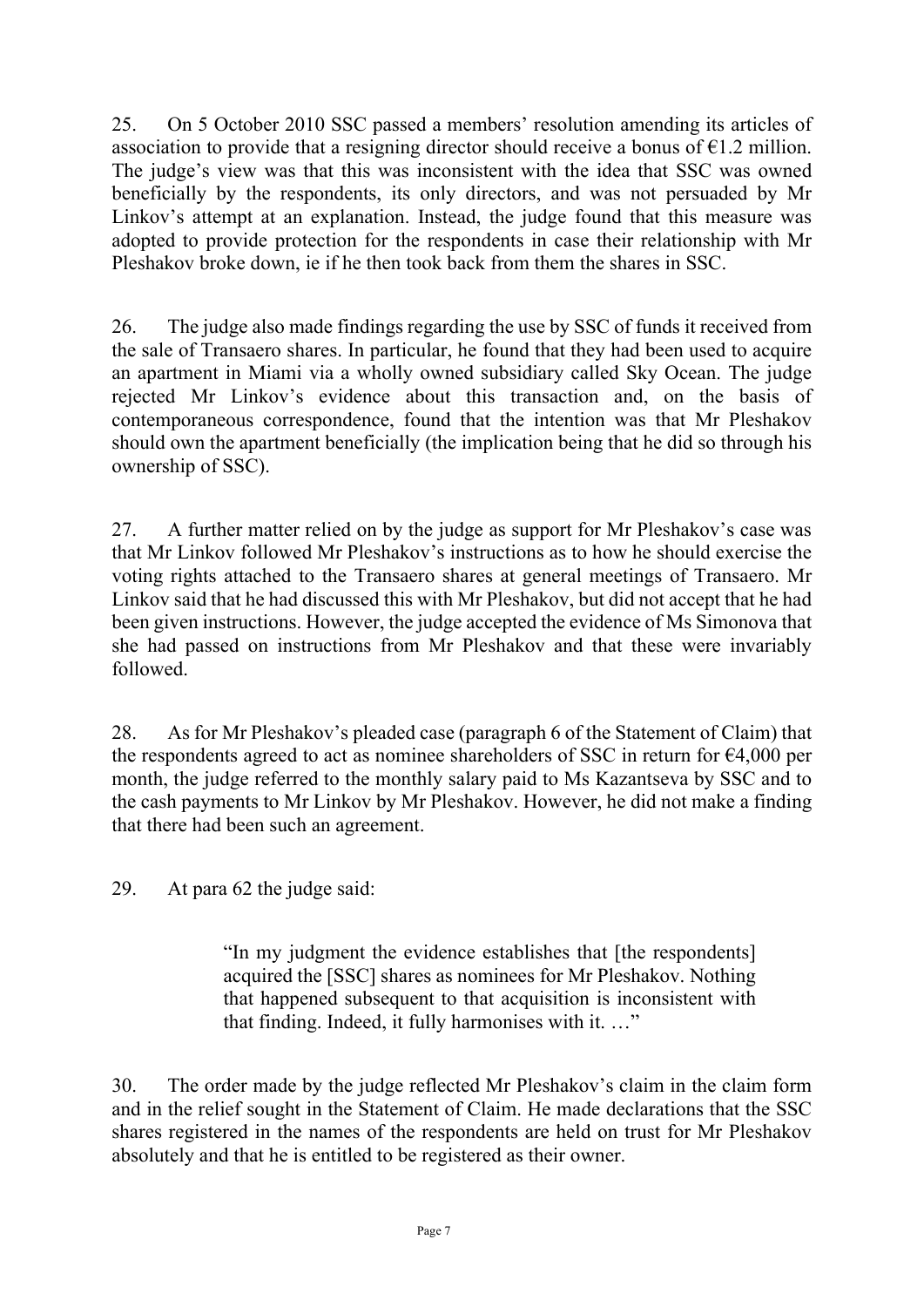25. On 5 October 2010 SSC passed a members' resolution amending its articles of association to provide that a resigning director should receive a bonus of €1.2 million. The judge's view was that this was inconsistent with the idea that SSC was owned beneficially by the respondents, its only directors, and was not persuaded by Mr Linkov's attempt at an explanation. Instead, the judge found that this measure was adopted to provide protection for the respondents in case their relationship with Mr Pleshakov broke down, ie if he then took back from them the shares in SSC.

26. The judge also made findings regarding the use by SSC of funds it received from the sale of Transaero shares. In particular, he found that they had been used to acquire an apartment in Miami via a wholly owned subsidiary called Sky Ocean. The judge rejected Mr Linkov's evidence about this transaction and, on the basis of contemporaneous correspondence, found that the intention was that Mr Pleshakov should own the apartment beneficially (the implication being that he did so through his ownership of SSC).

27. A further matter relied on by the judge as support for Mr Pleshakov's case was that Mr Linkov followed Mr Pleshakov's instructions as to how he should exercise the voting rights attached to the Transaero shares at general meetings of Transaero. Mr Linkov said that he had discussed this with Mr Pleshakov, but did not accept that he had been given instructions. However, the judge accepted the evidence of Ms Simonova that she had passed on instructions from Mr Pleshakov and that these were invariably followed.

28. As for Mr Pleshakov's pleaded case (paragraph 6 of the Statement of Claim) that the respondents agreed to act as nominee shareholders of SSC in return for €4,000 per month, the judge referred to the monthly salary paid to Ms Kazantseva by SSC and to the cash payments to Mr Linkov by Mr Pleshakov. However, he did not make a finding that there had been such an agreement.

29. At para 62 the judge said:

> "In my judgment the evidence establishes that [the respondents] acquired the [SSC] shares as nominees for Mr Pleshakov. Nothing that happened subsequent to that acquisition is inconsistent with that finding. Indeed, it fully harmonises with it. …"

30. The order made by the judge reflected Mr Pleshakov's claim in the claim form and in the relief sought in the Statement of Claim. He made declarations that the SSC shares registered in the names of the respondents are held on trust for Mr Pleshakov absolutely and that he is entitled to be registered as their owner.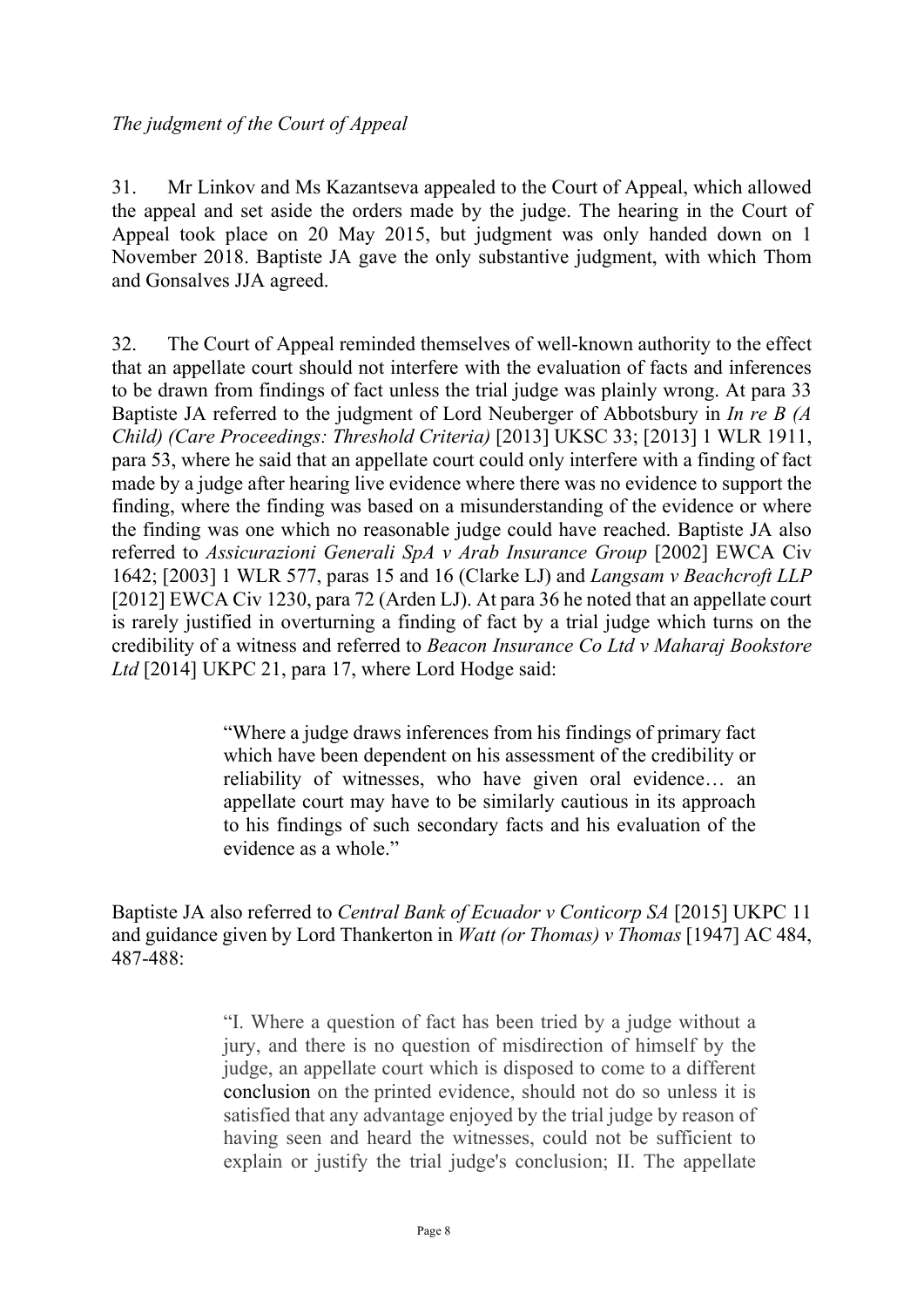*The judgment of the Court of Appeal*

31. Mr Linkov and Ms Kazantseva appealed to the Court of Appeal, which allowed the appeal and set aside the orders made by the judge. The hearing in the Court of Appeal took place on 20 May 2015, but judgment was only handed down on 1 November 2018. Baptiste JA gave the only substantive judgment, with which Thom and Gonsalves JJA agreed.

32. The Court of Appeal reminded themselves of well-known authority to the effect that an appellate court should not interfere with the evaluation of facts and inferences to be drawn from findings of fact unless the trial judge was plainly wrong. At para 33 Baptiste JA referred to the judgment of Lord Neuberger of Abbotsbury in *In re B (A Child) (Care Proceedings: Threshold Criteria)* [2013] UKSC 33; [2013] 1 WLR 1911, para 53, where he said that an appellate court could only interfere with a finding of fact made by a judge after hearing live evidence where there was no evidence to support the finding, where the finding was based on a misunderstanding of the evidence or where the finding was one which no reasonable judge could have reached. Baptiste JA also referred to *Assicurazioni Generali SpA v Arab Insurance Group* [2002] EWCA Civ 1642; [2003] 1 WLR 577, paras 15 and 16 (Clarke LJ) and *Langsam v Beachcroft LLP* [2012] EWCA Civ 1230, para 72 (Arden LJ). At para 36 he noted that an appellate court is rarely justified in overturning a finding of fact by a trial judge which turns on the credibility of a witness and referred to *Beacon Insurance Co Ltd v Maharaj Bookstore Ltd* [2014] UKPC 21, para 17, where Lord Hodge said:

> "Where a judge draws inferences from his findings of primary fact which have been dependent on his assessment of the credibility or reliability of witnesses, who have given oral evidence… an appellate court may have to be similarly cautious in its approach to his findings of such secondary facts and his evaluation of the evidence as a whole."

Baptiste JA also referred to *Central Bank of Ecuador v Conticorp SA* [2015] UKPC 11 and guidance given by Lord Thankerton in *Watt (or Thomas) v Thomas* [1947] AC 484, 487-488:

> "I. Where a question of fact has been tried by a judge without a jury, and there is no question of misdirection of himself by the judge, an appellate court which is disposed to come to a different conclusion on the printed evidence, should not do so unless it is satisfied that any advantage enjoyed by the trial judge by reason of having seen and heard the witnesses, could not be sufficient to explain or justify the trial judge's conclusion; II. The appellate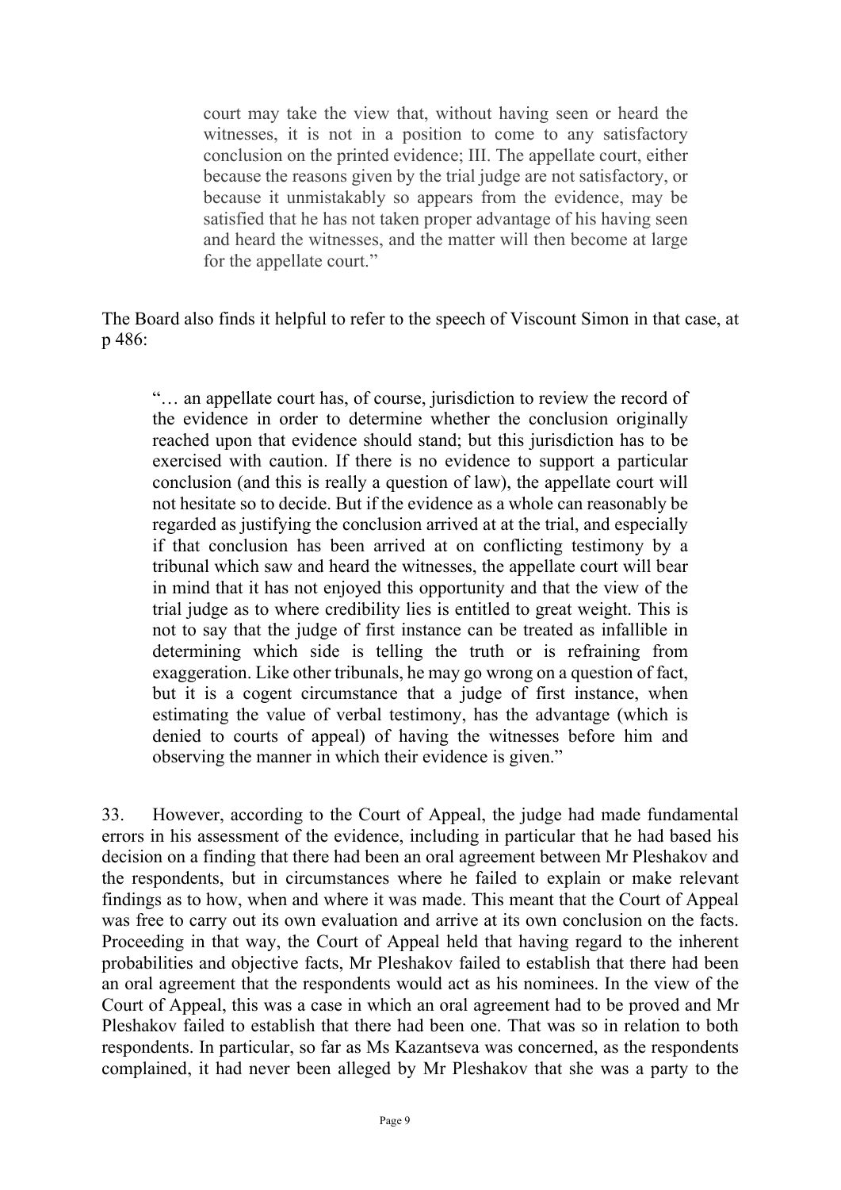> court may take the view that, without having seen or heard the witnesses, it is not in a position to come to any satisfactory conclusion on the printed evidence; III. The appellate court, either because the reasons given by the trial judge are not satisfactory, or because it unmistakably so appears from the evidence, may be satisfied that he has not taken proper advantage of his having seen and heard the witnesses, and the matter will then become at large for the appellate court."

The Board also finds it helpful to refer to the speech of Viscount Simon in that case, at p 486:

> "… an appellate court has, of course, jurisdiction to review the record of the evidence in order to determine whether the conclusion originally reached upon that evidence should stand; but this jurisdiction has to be exercised with caution. If there is no evidence to support a particular conclusion (and this is really a question of law), the appellate court will not hesitate so to decide. But if the evidence as a whole can reasonably be regarded as justifying the conclusion arrived at at the trial, and especially if that conclusion has been arrived at on conflicting testimony by a tribunal which saw and heard the witnesses, the appellate court will bear in mind that it has not enjoyed this opportunity and that the view of the trial judge as to where credibility lies is entitled to great weight. This is not to say that the judge of first instance can be treated as infallible in determining which side is telling the truth or is refraining from exaggeration. Like other tribunals, he may go wrong on a question of fact, but it is a cogent circumstance that a judge of first instance, when estimating the value of verbal testimony, has the advantage (which is denied to courts of appeal) of having the witnesses before him and observing the manner in which their evidence is given."

33. However, according to the Court of Appeal, the judge had made fundamental errors in his assessment of the evidence, including in particular that he had based his decision on a finding that there had been an oral agreement between Mr Pleshakov and the respondents, but in circumstances where he failed to explain or make relevant findings as to how, when and where it was made. This meant that the Court of Appeal was free to carry out its own evaluation and arrive at its own conclusion on the facts. Proceeding in that way, the Court of Appeal held that having regard to the inherent probabilities and objective facts, Mr Pleshakov failed to establish that there had been an oral agreement that the respondents would act as his nominees. In the view of the Court of Appeal, this was a case in which an oral agreement had to be proved and Mr Pleshakov failed to establish that there had been one. That was so in relation to both respondents. In particular, so far as Ms Kazantseva was concerned, as the respondents complained, it had never been alleged by Mr Pleshakov that she was a party to the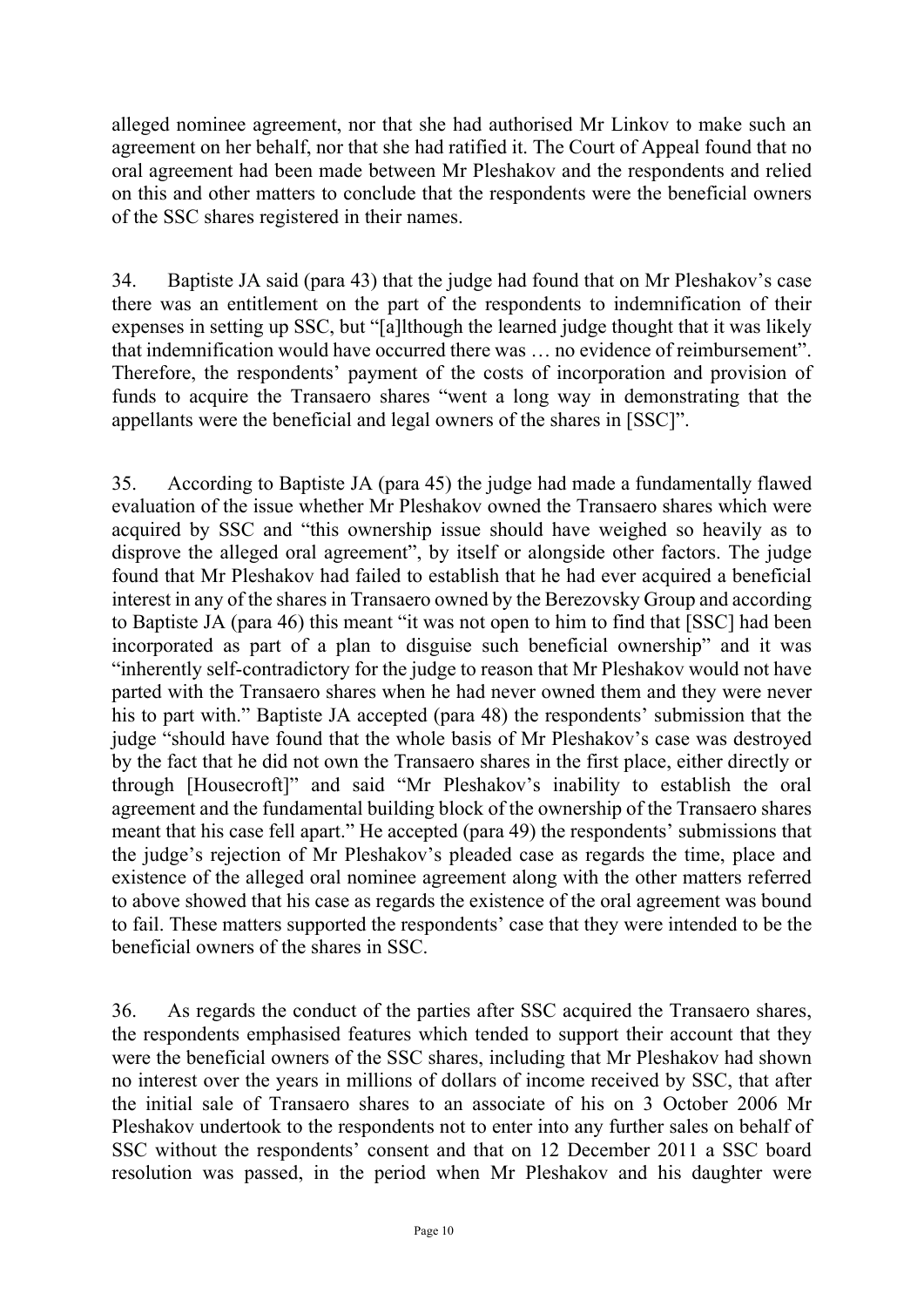alleged nominee agreement, nor that she had authorised Mr Linkov to make such an agreement on her behalf, nor that she had ratified it. The Court of Appeal found that no oral agreement had been made between Mr Pleshakov and the respondents and relied on this and other matters to conclude that the respondents were the beneficial owners of the SSC shares registered in their names.

34. Baptiste JA said (para 43) that the judge had found that on Mr Pleshakov's case there was an entitlement on the part of the respondents to indemnification of their expenses in setting up SSC, but "[a]lthough the learned judge thought that it was likely that indemnification would have occurred there was … no evidence of reimbursement". Therefore, the respondents' payment of the costs of incorporation and provision of funds to acquire the Transaero shares "went a long way in demonstrating that the appellants were the beneficial and legal owners of the shares in [SSC]".

35. According to Baptiste JA (para 45) the judge had made a fundamentally flawed evaluation of the issue whether Mr Pleshakov owned the Transaero shares which were acquired by SSC and "this ownership issue should have weighed so heavily as to disprove the alleged oral agreement", by itself or alongside other factors. The judge found that Mr Pleshakov had failed to establish that he had ever acquired a beneficial interest in any of the shares in Transaero owned by the Berezovsky Group and according to Baptiste JA (para 46) this meant "it was not open to him to find that [SSC] had been incorporated as part of a plan to disguise such beneficial ownership" and it was "inherently self-contradictory for the judge to reason that Mr Pleshakov would not have parted with the Transaero shares when he had never owned them and they were never his to part with." Baptiste JA accepted (para 48) the respondents' submission that the judge "should have found that the whole basis of Mr Pleshakov's case was destroyed by the fact that he did not own the Transaero shares in the first place, either directly or through [Housecroft]" and said "Mr Pleshakov's inability to establish the oral agreement and the fundamental building block of the ownership of the Transaero shares meant that his case fell apart." He accepted (para 49) the respondents' submissions that the judge's rejection of Mr Pleshakov's pleaded case as regards the time, place and existence of the alleged oral nominee agreement along with the other matters referred to above showed that his case as regards the existence of the oral agreement was bound to fail. These matters supported the respondents' case that they were intended to be the beneficial owners of the shares in SSC.

36. As regards the conduct of the parties after SSC acquired the Transaero shares, the respondents emphasised features which tended to support their account that they were the beneficial owners of the SSC shares, including that Mr Pleshakov had shown no interest over the years in millions of dollars of income received by SSC, that after the initial sale of Transaero shares to an associate of his on 3 October 2006 Mr Pleshakov undertook to the respondents not to enter into any further sales on behalf of SSC without the respondents' consent and that on 12 December 2011 a SSC board resolution was passed, in the period when Mr Pleshakov and his daughter were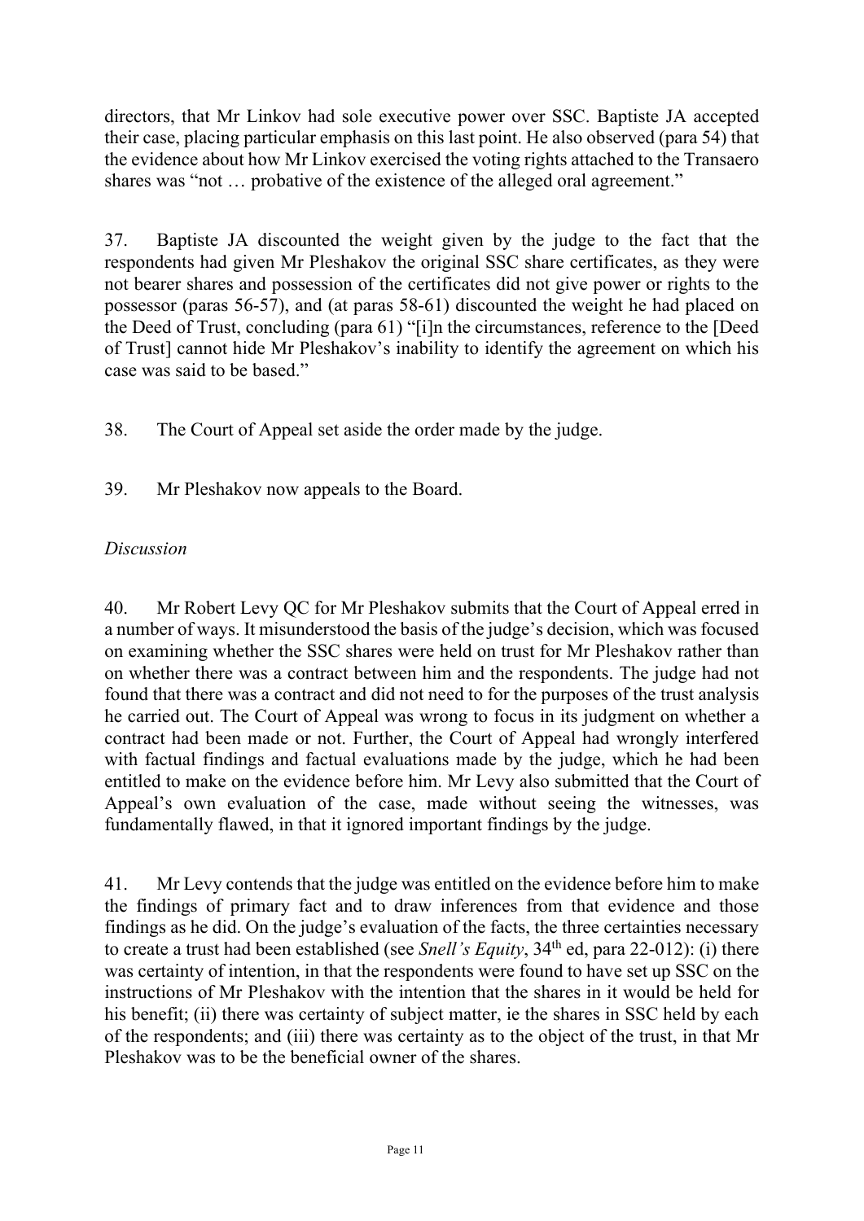directors, that Mr Linkov had sole executive power over SSC. Baptiste JA accepted their case, placing particular emphasis on this last point. He also observed (para 54) that the evidence about how Mr Linkov exercised the voting rights attached to the Transaero shares was "not … probative of the existence of the alleged oral agreement."

37. Baptiste JA discounted the weight given by the judge to the fact that the respondents had given Mr Pleshakov the original SSC share certificates, as they were not bearer shares and possession of the certificates did not give power or rights to the possessor (paras 56-57), and (at paras 58-61) discounted the weight he had placed on the Deed of Trust, concluding (para 61) "[i]n the circumstances, reference to the [Deed of Trust] cannot hide Mr Pleshakov's inability to identify the agreement on which his case was said to be based."

38. The Court of Appeal set aside the order made by the judge.

39. Mr Pleshakov now appeals to the Board.

*Discussion*

40. Mr Robert Levy QC for Mr Pleshakov submits that the Court of Appeal erred in a number of ways. It misunderstood the basis of the judge's decision, which was focused on examining whether the SSC shares were held on trust for Mr Pleshakov rather than on whether there was a contract between him and the respondents. The judge had not found that there was a contract and did not need to for the purposes of the trust analysis he carried out. The Court of Appeal was wrong to focus in its judgment on whether a contract had been made or not. Further, the Court of Appeal had wrongly interfered with factual findings and factual evaluations made by the judge, which he had been entitled to make on the evidence before him. Mr Levy also submitted that the Court of Appeal's own evaluation of the case, made without seeing the witnesses, was fundamentally flawed, in that it ignored important findings by the judge.

41. Mr Levy contends that the judge was entitled on the evidence before him to make the findings of primary fact and to draw inferences from that evidence and those findings as he did. On the judge's evaluation of the facts, the three certainties necessary to create a trust had been established (see *Snell's Equity*, 34th ed, para 22-012): (i) there was certainty of intention, in that the respondents were found to have set up SSC on the instructions of Mr Pleshakov with the intention that the shares in it would be held for his benefit; (ii) there was certainty of subject matter, ie the shares in SSC held by each of the respondents; and (iii) there was certainty as to the object of the trust, in that Mr Pleshakov was to be the beneficial owner of the shares.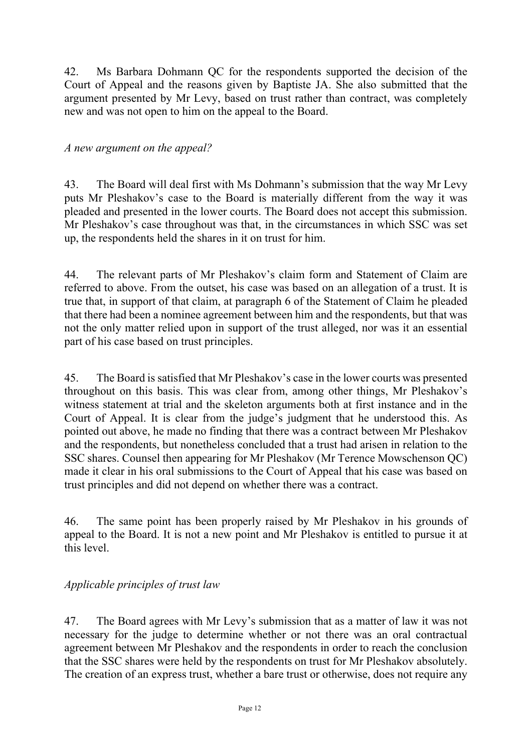42. Ms Barbara Dohmann QC for the respondents supported the decision of the Court of Appeal and the reasons given by Baptiste JA. She also submitted that the argument presented by Mr Levy, based on trust rather than contract, was completely new and was not open to him on the appeal to the Board.

*A new argument on the appeal?*

43. The Board will deal first with Ms Dohmann's submission that the way Mr Levy puts Mr Pleshakov's case to the Board is materially different from the way it was pleaded and presented in the lower courts. The Board does not accept this submission. Mr Pleshakov's case throughout was that, in the circumstances in which SSC was set up, the respondents held the shares in it on trust for him.

44. The relevant parts of Mr Pleshakov's claim form and Statement of Claim are referred to above. From the outset, his case was based on an allegation of a trust. It is true that, in support of that claim, at paragraph 6 of the Statement of Claim he pleaded that there had been a nominee agreement between him and the respondents, but that was not the only matter relied upon in support of the trust alleged, nor was it an essential part of his case based on trust principles.

45. The Board is satisfied that Mr Pleshakov's case in the lower courts was presented throughout on this basis. This was clear from, among other things, Mr Pleshakov's witness statement at trial and the skeleton arguments both at first instance and in the Court of Appeal. It is clear from the judge's judgment that he understood this. As pointed out above, he made no finding that there was a contract between Mr Pleshakov and the respondents, but nonetheless concluded that a trust had arisen in relation to the SSC shares. Counsel then appearing for Mr Pleshakov (Mr Terence Mowschenson QC) made it clear in his oral submissions to the Court of Appeal that his case was based on trust principles and did not depend on whether there was a contract.

46. The same point has been properly raised by Mr Pleshakov in his grounds of appeal to the Board. It is not a new point and Mr Pleshakov is entitled to pursue it at this level.

*Applicable principles of trust law*

47. The Board agrees with Mr Levy's submission that as a matter of law it was not necessary for the judge to determine whether or not there was an oral contractual agreement between Mr Pleshakov and the respondents in order to reach the conclusion that the SSC shares were held by the respondents on trust for Mr Pleshakov absolutely. The creation of an express trust, whether a bare trust or otherwise, does not require any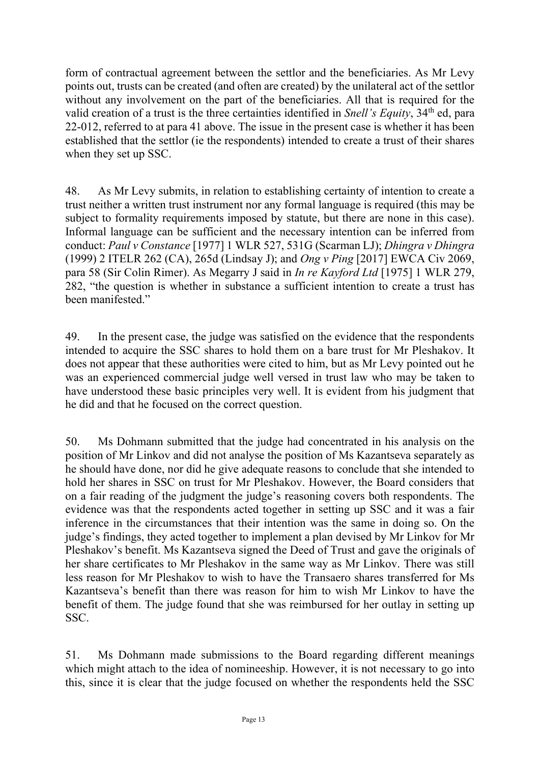form of contractual agreement between the settlor and the beneficiaries. As Mr Levy points out, trusts can be created (and often are created) by the unilateral act of the settlor without any involvement on the part of the beneficiaries. All that is required for the valid creation of a trust is the three certainties identified in *Snell's Equity*, 34th ed, para 22-012, referred to at para 41 above. The issue in the present case is whether it has been established that the settlor (ie the respondents) intended to create a trust of their shares when they set up SSC.

48. As Mr Levy submits, in relation to establishing certainty of intention to create a trust neither a written trust instrument nor any formal language is required (this may be subject to formality requirements imposed by statute, but there are none in this case). Informal language can be sufficient and the necessary intention can be inferred from conduct: *Paul v Constance* [1977] 1 WLR 527, 531G (Scarman LJ); *Dhingra v Dhingra* (1999) 2 ITELR 262 (CA), 265d (Lindsay J); and *Ong v Ping* [2017] EWCA Civ 2069, para 58 (Sir Colin Rimer). As Megarry J said in *In re Kayford Ltd* [1975] 1 WLR 279, 282, "the question is whether in substance a sufficient intention to create a trust has been manifested."

49. In the present case, the judge was satisfied on the evidence that the respondents intended to acquire the SSC shares to hold them on a bare trust for Mr Pleshakov. It does not appear that these authorities were cited to him, but as Mr Levy pointed out he was an experienced commercial judge well versed in trust law who may be taken to have understood these basic principles very well. It is evident from his judgment that he did and that he focused on the correct question.

50. Ms Dohmann submitted that the judge had concentrated in his analysis on the position of Mr Linkov and did not analyse the position of Ms Kazantseva separately as he should have done, nor did he give adequate reasons to conclude that she intended to hold her shares in SSC on trust for Mr Pleshakov. However, the Board considers that on a fair reading of the judgment the judge's reasoning covers both respondents. The evidence was that the respondents acted together in setting up SSC and it was a fair inference in the circumstances that their intention was the same in doing so. On the judge's findings, they acted together to implement a plan devised by Mr Linkov for Mr Pleshakov's benefit. Ms Kazantseva signed the Deed of Trust and gave the originals of her share certificates to Mr Pleshakov in the same way as Mr Linkov. There was still less reason for Mr Pleshakov to wish to have the Transaero shares transferred for Ms Kazantseva's benefit than there was reason for him to wish Mr Linkov to have the benefit of them. The judge found that she was reimbursed for her outlay in setting up SSC.

51. Ms Dohmann made submissions to the Board regarding different meanings which might attach to the idea of nomineeship. However, it is not necessary to go into this, since it is clear that the judge focused on whether the respondents held the SSC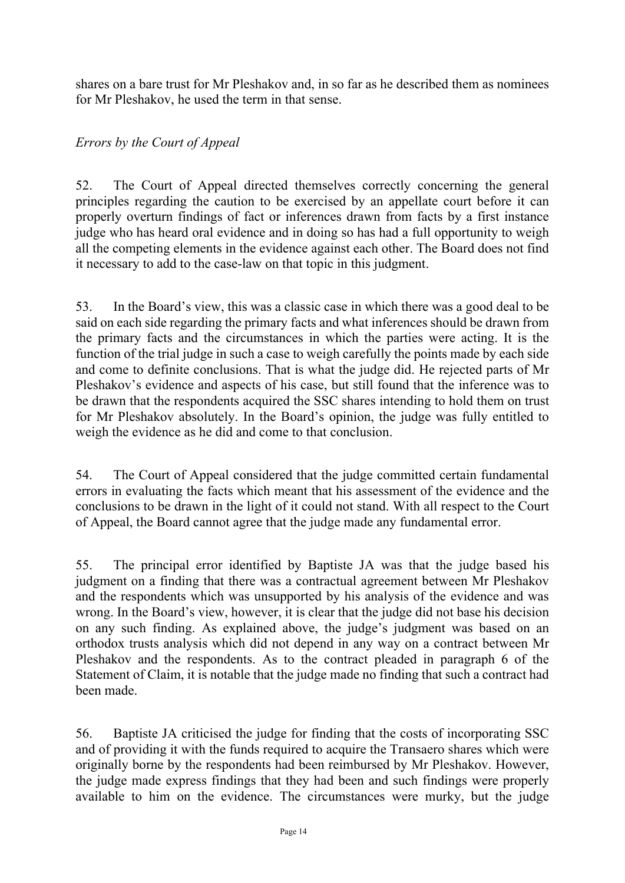shares on a bare trust for Mr Pleshakov and, in so far as he described them as nominees for Mr Pleshakov, he used the term in that sense.

*Errors by the Court of Appeal*

52. The Court of Appeal directed themselves correctly concerning the general principles regarding the caution to be exercised by an appellate court before it can properly overturn findings of fact or inferences drawn from facts by a first instance judge who has heard oral evidence and in doing so has had a full opportunity to weigh all the competing elements in the evidence against each other. The Board does not find it necessary to add to the case-law on that topic in this judgment.

53. In the Board's view, this was a classic case in which there was a good deal to be said on each side regarding the primary facts and what inferences should be drawn from the primary facts and the circumstances in which the parties were acting. It is the function of the trial judge in such a case to weigh carefully the points made by each side and come to definite conclusions. That is what the judge did. He rejected parts of Mr Pleshakov's evidence and aspects of his case, but still found that the inference was to be drawn that the respondents acquired the SSC shares intending to hold them on trust for Mr Pleshakov absolutely. In the Board's opinion, the judge was fully entitled to weigh the evidence as he did and come to that conclusion.

54. The Court of Appeal considered that the judge committed certain fundamental errors in evaluating the facts which meant that his assessment of the evidence and the conclusions to be drawn in the light of it could not stand. With all respect to the Court of Appeal, the Board cannot agree that the judge made any fundamental error.

55. The principal error identified by Baptiste JA was that the judge based his judgment on a finding that there was a contractual agreement between Mr Pleshakov and the respondents which was unsupported by his analysis of the evidence and was wrong. In the Board's view, however, it is clear that the judge did not base his decision on any such finding. As explained above, the judge's judgment was based on an orthodox trusts analysis which did not depend in any way on a contract between Mr Pleshakov and the respondents. As to the contract pleaded in paragraph 6 of the Statement of Claim, it is notable that the judge made no finding that such a contract had been made.

56. Baptiste JA criticised the judge for finding that the costs of incorporating SSC and of providing it with the funds required to acquire the Transaero shares which were originally borne by the respondents had been reimbursed by Mr Pleshakov. However, the judge made express findings that they had been and such findings were properly available to him on the evidence. The circumstances were murky, but the judge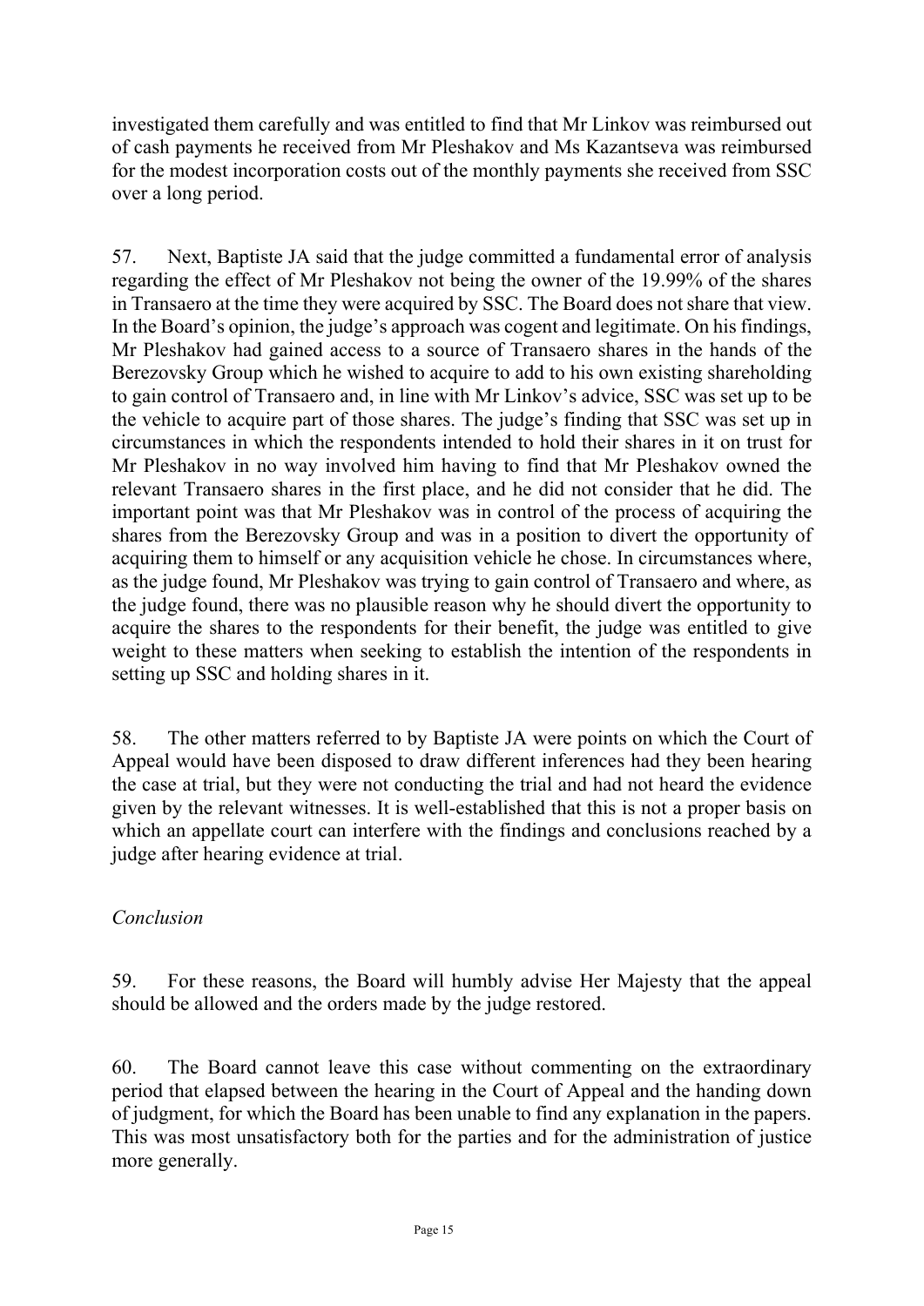investigated them carefully and was entitled to find that Mr Linkov was reimbursed out of cash payments he received from Mr Pleshakov and Ms Kazantseva was reimbursed for the modest incorporation costs out of the monthly payments she received from SSC over a long period.

57. Next, Baptiste JA said that the judge committed a fundamental error of analysis regarding the effect of Mr Pleshakov not being the owner of the 19.99% of the shares in Transaero at the time they were acquired by SSC. The Board does not share that view. In the Board's opinion, the judge's approach was cogent and legitimate. On his findings, Mr Pleshakov had gained access to a source of Transaero shares in the hands of the Berezovsky Group which he wished to acquire to add to his own existing shareholding to gain control of Transaero and, in line with Mr Linkov's advice, SSC was set up to be the vehicle to acquire part of those shares. The judge's finding that SSC was set up in circumstances in which the respondents intended to hold their shares in it on trust for Mr Pleshakov in no way involved him having to find that Mr Pleshakov owned the relevant Transaero shares in the first place, and he did not consider that he did. The important point was that Mr Pleshakov was in control of the process of acquiring the shares from the Berezovsky Group and was in a position to divert the opportunity of acquiring them to himself or any acquisition vehicle he chose. In circumstances where, as the judge found, Mr Pleshakov was trying to gain control of Transaero and where, as the judge found, there was no plausible reason why he should divert the opportunity to acquire the shares to the respondents for their benefit, the judge was entitled to give weight to these matters when seeking to establish the intention of the respondents in setting up SSC and holding shares in it.

58. The other matters referred to by Baptiste JA were points on which the Court of Appeal would have been disposed to draw different inferences had they been hearing the case at trial, but they were not conducting the trial and had not heard the evidence given by the relevant witnesses. It is well-established that this is not a proper basis on which an appellate court can interfere with the findings and conclusions reached by a judge after hearing evidence at trial.

*Conclusion*

59. For these reasons, the Board will humbly advise Her Majesty that the appeal should be allowed and the orders made by the judge restored.

60. The Board cannot leave this case without commenting on the extraordinary period that elapsed between the hearing in the Court of Appeal and the handing down of judgment, for which the Board has been unable to find any explanation in the papers. This was most unsatisfactory both for the parties and for the administration of justice more generally.